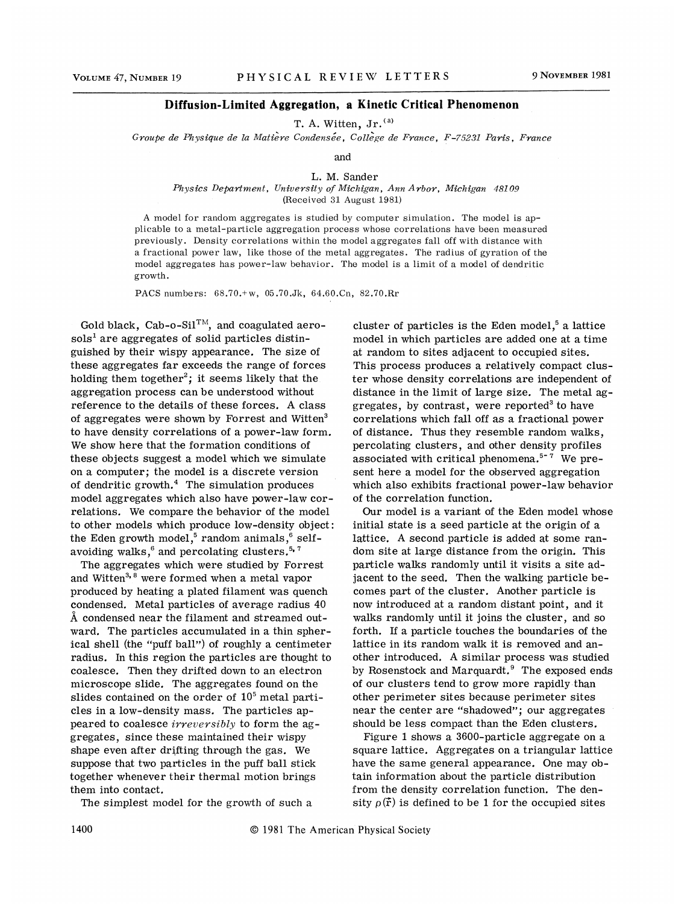# Diffusion-Limited Aggregation, a Kinetic Critical Phenomenon

T. A. Witten, Jr.[(a)]

*Groupe de Physique de la Matière Condensée, Collège de France, F-75231 Paris, France*

and

L. M. Sander

*Physics Department, University of Michigan, Ann Arbor, Michigan 48109*
(Received 31 August 1981)

A model for random aggregates is studied by computer simulation. The model is applicable to a metal-particle aggregation process whose correlations have been measured previously. Density correlations within the model aggregates fall off with distance with a fractional power law, like those of the metal aggregates. The radius of gyration of the model aggregates has power-law behavior. The model is a limit of a model of dendritic growth.

PACS numbers: 68.70.+w, 05.70.Jk, 64.60.Cn, 82.70.Rr

Gold black, Cab-o-Sil™, and coagulated aerosols[1] are aggregates of solid particles distinguished by their wispy appearance. The size of these aggregates far exceeds the range of forces holding them together[2]; it seems likely that the aggregation process can be understood without reference to the details of these forces. A class of aggregates were shown by Forrest and Witten[3] to have density correlations of a power-law form. We show here that the formation conditions of these objects suggest a model which we simulate on a computer; the model is a discrete version of dendritic growth.[4] The simulation produces model aggregates which also have power-law correlations. We compare the behavior of the model to other models which produce low-density object: the Eden growth model,[5] random animals,[6] self-avoiding walks,[6] and percolating clusters.[5,7]

The aggregates which were studied by Forrest and Witten[3,8] were formed when a metal vapor produced by heating a plated filament was quench condensed. Metal particles of average radius 40 Å condensed near the filament and streamed outward. The particles accumulated in a thin spherical shell (the "puff ball") of roughly a centimeter radius. In this region the particles are thought to coalesce. Then they drifted down to an electron microscope slide. The aggregates found on the slides contained on the order of $10^5$ metal particles in a low-density mass. The particles appeared to coalesce *irreversibly* to form the aggregates, since these maintained their wispy shape even after drifting through the gas. We suppose that two particles in the puff ball stick together whenever their thermal motion brings them into contact.

The simplest model for the growth of such a cluster of particles is the Eden model,[5] a lattice model in which particles are added one at a time at random to sites adjacent to occupied sites. This process produces a relatively compact cluster whose density correlations are independent of distance in the limit of large size. The metal aggregates, by contrast, were reported[3] to have correlations which fall off as a fractional power of distance. Thus they resemble random walks, percolating clusters, and other density profiles associated with critical phenomena.[5-7] We present here a model for the observed aggregation which also exhibits fractional power-law behavior of the correlation function.

Our model is a variant of the Eden model whose initial state is a seed particle at the origin of a lattice. A second particle is added at some random site at large distance from the origin. This particle walks randomly until it visits a site adjacent to the seed. Then the walking particle becomes part of the cluster. Another particle is now introduced at a random distant point, and it walks randomly until it joins the cluster, and so forth. If a particle touches the boundaries of the lattice in its random walk it is removed and another introduced. A similar process was studied by Rosenstock and Marquardt.[9] The exposed ends of our clusters tend to grow more rapidly than other perimeter sites because perimeter sites near the center are "shadowed"; our aggregates should be less compact than the Eden clusters.

Figure 1 shows a 3600-particle aggregate on a square lattice. Aggregates on a triangular lattice have the same general appearance. One may obtain information about the particle distribution from the density correlation function. The density $\rho(\vec{r})$ is defined to be 1 for the occupied sites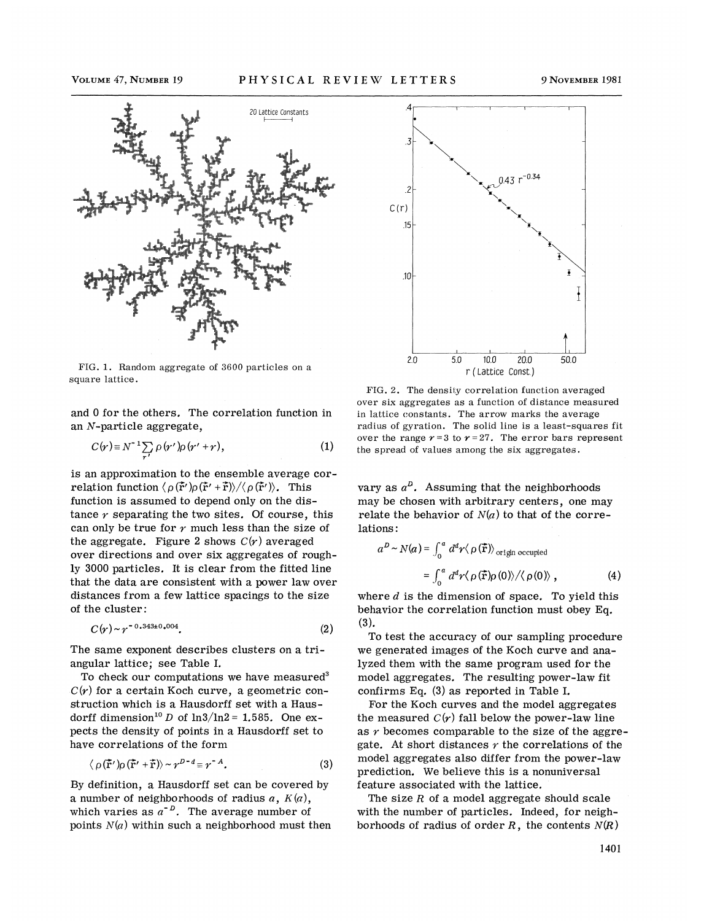FIG. 1. Random aggregate of 3600 particles on a square lattice.

FIG. 2. The density correlation function averaged over six aggregates as a function of distance measured in lattice constants. The arrow marks the average radius of gyration. The solid line is a least-squares fit over the range $r=3$ to $r=27$. The error bars represent the spread of values among the six aggregates.

and 0 for the others. The correlation function in an $N$-particle aggregate,

$$C(r) \equiv N^{-1} \sum_{r'} \rho(r')\rho(r'+r), \tag{1}$$

is an approximation to the ensemble average correlation function $\langle \rho(\vec{r}')\rho(\vec{r}'+\vec{r})\rangle / \langle \rho(\vec{r}')\rangle$. This function is assumed to depend only on the distance $r$ separating the two sites. Of course, this can only be true for $r$ much less than the size of the aggregate. Figure 2 shows $C(r)$ averaged over directions and over six aggregates of roughly 3000 particles. It is clear from the fitted line that the data are consistent with a power law over distances from a few lattice spacings to the size of the cluster:

$$C(r) \sim r^{-0.343 \pm 0.004}. \tag{2}$$

The same exponent describes clusters on a triangular lattice; see Table I.

To check our computations we have measured[3] $C(r)$ for a certain Koch curve, a geometric construction which is a Hausdorff set with a Hausdorff dimension[10] $D$ of $\ln 3/\ln 2 = 1.585$. One expects the density of points in a Hausdorff set to have correlations of the form

$$\langle \rho(\vec{r}')\rho(\vec{r}'+\vec{r})\rangle \sim r^{D-d} \equiv r^{-A}. \tag{3}$$

By definition, a Hausdorff set can be covered by a number of neighborhoods of radius $a$, $K(a)$, which varies as $a^{-D}$. The average number of points $N(a)$ within such a neighborhood must then vary as $a^{D}$. Assuming that the neighborhoods may be chosen with arbitrary centers, one may relate the behavior of $N(a)$ to that of the correlations:

$$a^{D} \sim N(a) = \int_0^a d^d r \langle \rho(\vec{r})\rangle_{\text{origin occupied}}$$
$$= \int_0^a d^d r \langle \rho(\vec{r})\rho(0)\rangle / \langle \rho(0)\rangle, \tag{4}$$

where $d$ is the dimension of space. To yield this behavior the correlation function must obey Eq. (3).

To test the accuracy of our sampling procedure we generated images of the Koch curve and analyzed them with the same program used for the model aggregates. The resulting power-law fit confirms Eq. (3) as reported in Table I.

For the Koch curves and the model aggregates the measured $C(r)$ fall below the power-law line as $r$ becomes comparable to the size of the aggregate. At short distances $r$ the correlations of the model aggregates also differ from the power-law prediction. We believe this is a nonuniversal feature associated with the lattice.

The size $R$ of a model aggregate should scale with the number of particles. Indeed, for neighborhoods of radius of order $R$, the contents $N(R)$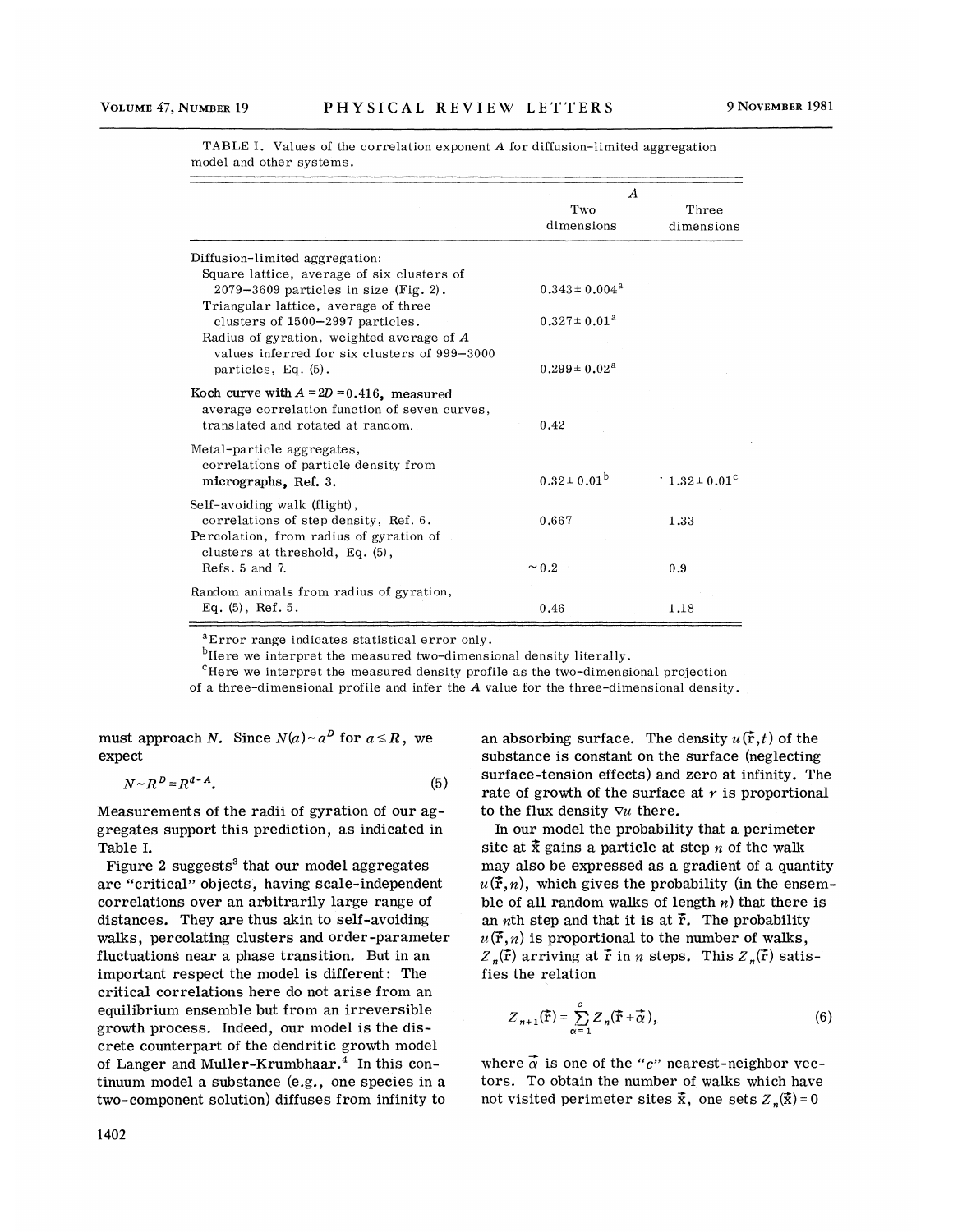TABLE I. Values of the correlation exponent $A$ for diffusion-limited aggregation model and other systems.

| | $A$ | |
|---|---|---|
| | Two dimensions | Three dimensions |
| Diffusion-limited aggregation: | | |
| Square lattice, average of six clusters of 2079–3609 particles in size (Fig. 2). | $0.343 \pm 0.004$[a] | |
| Triangular lattice, average of three clusters of 1500–2997 particles. | $0.327 \pm 0.01$[a] | |
| Radius of gyration, weighted average of $A$ values inferred for six clusters of 999–3000 particles, Eq. (5). | $0.299 \pm 0.02$[a] | |
| Koch curve with $A = 2D = 0.416$, measured average correlation function of seven curves, translated and rotated at random. | 0.42 | |
| Metal-particle aggregates, correlations of particle density from micrographs, Ref. 3. | $0.32 \pm 0.01$[b] | $1.32 \pm 0.01$[c] |
| Self-avoiding walk (flight), correlations of step density, Ref. 6. | 0.667 | 1.33 |
| Percolation, from radius of gyration of clusters at threshold, Eq. (5), Refs. 5 and 7. | $\sim 0.2$ | 0.9 |
| Random animals from radius of gyration, Eq. (5), Ref. 5. | 0.46 | 1.18 |

[a]Error range indicates statistical error only.

[b]Here we interpret the measured two-dimensional density literally.

[c]Here we interpret the measured density profile as the two-dimensional projection of a three-dimensional profile and infer the $A$ value for the three-dimensional density.

must approach $N$. Since $N(a) \sim a^D$ for $a \lesssim R$, we expect

$$N \sim R^D = R^{d-A}. \tag{5}$$

Measurements of the radii of gyration of our aggregates support this prediction, as indicated in Table I.

Figure 2 suggests[3] that our model aggregates are "critical" objects, having scale-independent correlations over an arbitrarily large range of distances. They are thus akin to self-avoiding walks, percolating clusters and order-parameter fluctuations near a phase transition. But in an important respect the model is different: The critical correlations here do not arise from an equilibrium ensemble but from an irreversible growth process. Indeed, our model is the discrete counterpart of the dendritic growth model of Langer and Muller-Krumbhaar.[4] In this continuum model a substance (e.g., one species in a two-component solution) diffuses from infinity to an absorbing surface. The density $u(\vec{r},t)$ of the substance is constant on the surface (neglecting surface-tension effects) and zero at infinity. The rate of growth of the surface at $r$ is proportional to the flux density $\nabla u$ there.

In our model the probability that a perimeter site at $\vec{x}$ gains a particle at step $n$ of the walk may also be expressed as a gradient of a quantity $u(\vec{r},n)$, which gives the probability (in the ensemble of all random walks of length $n$) that there is an $n$th step and that it is at $\vec{r}$. The probability $u(\vec{r},n)$ is proportional to the number of walks, $Z_n(\vec{r})$ arriving at $\vec{r}$ in $n$ steps. This $Z_n(\vec{r})$ satisfies the relation

$$Z_{n+1}(\vec{r}) = \sum_{\alpha=1}^{c} Z_n(\vec{r}+\vec{\alpha}), \tag{6}$$

where $\vec{\alpha}$ is one of the "$c$" nearest-neighbor vectors. To obtain the number of walks which have not visited perimeter sites $\vec{x}$, one sets $Z_n(\vec{x}) = 0$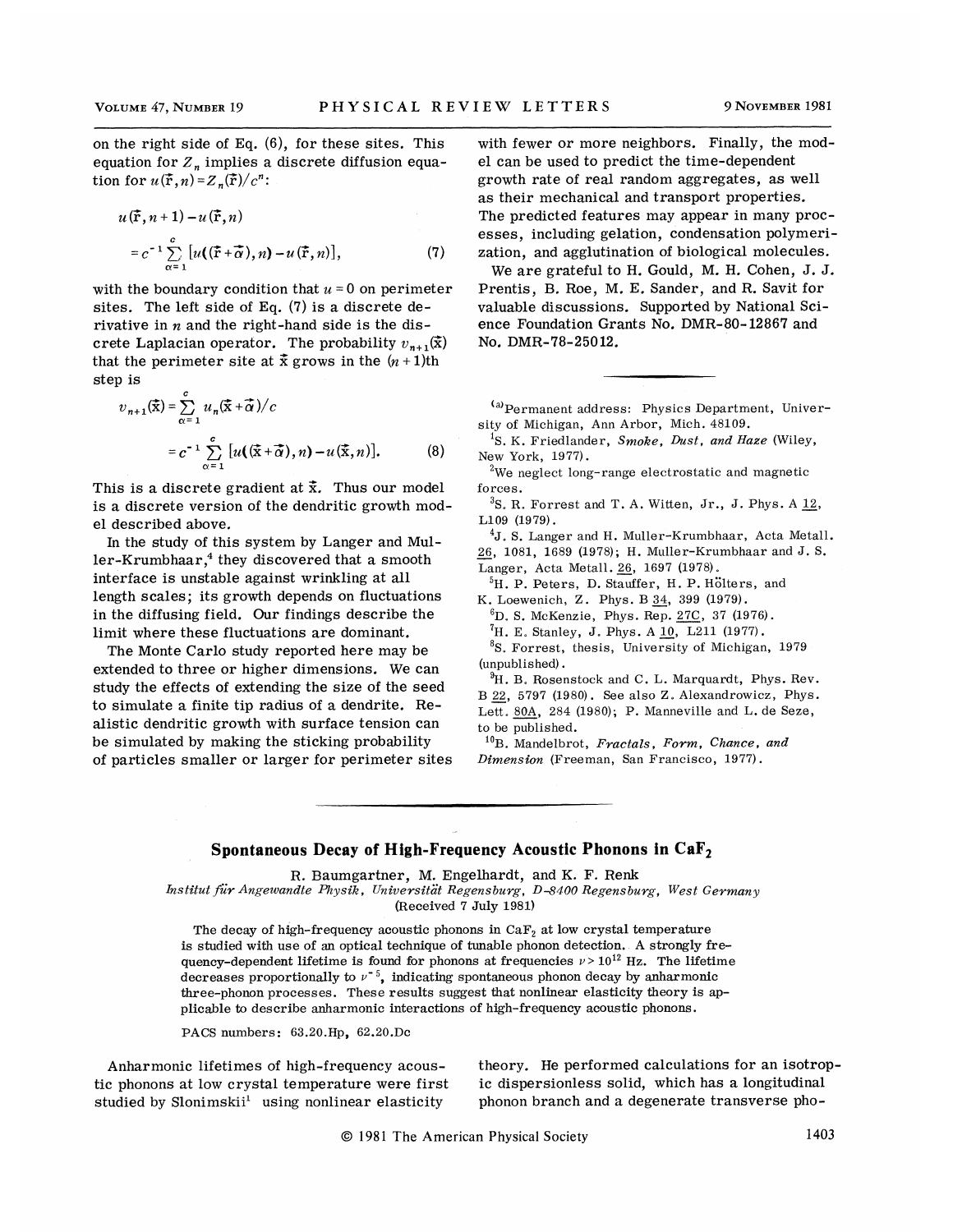on the right side of Eq. (6), for these sites. This equation for $Z_n$ implies a discrete diffusion equation for $u(\vec{r},n) = Z_n(\vec{r})/c^n$:

$$u(\vec{r}, n+1) - u(\vec{r}, n) = c^{-1} \sum_{\alpha=1}^{c} [u((\vec{r}+\vec{\alpha}), n) - u(\vec{r}, n)], \tag{7}$$

with the boundary condition that $u = 0$ on perimeter sites. The left side of Eq. (7) is a discrete derivative in $n$ and the right-hand side is the discrete Laplacian operator. The probability $v_{n+1}(\vec{x})$ that the perimeter site at $\vec{x}$ grows in the $(n+1)$th step is

$$v_{n+1}(\vec{x}) = \sum_{\alpha=1}^{c} u_n(\vec{x}+\vec{\alpha})/c = c^{-1} \sum_{\alpha=1}^{c} [u((\vec{x}+\vec{\alpha}), n) - u(\vec{x}, n)]. \tag{8}$$

This is a discrete gradient at $\vec{x}$. Thus our model is a discrete version of the dendritic growth model described above.

In the study of this system by Langer and Muller-Krumbhaar,[4] they discovered that a smooth interface is unstable against wrinkling at all length scales; its growth depends on fluctuations in the diffusing field. Our findings describe the limit where these fluctuations are dominant.

The Monte Carlo study reported here may be extended to three or higher dimensions. We can study the effects of extending the size of the seed to simulate a finite tip radius of a dendrite. Realistic dendritic growth with surface tension can be simulated by making the sticking probability of particles smaller or larger for perimeter sites with fewer or more neighbors. Finally, the model can be used to predict the time-dependent growth rate of real random aggregates, as well as their mechanical and transport properties. The predicted features may appear in many processes, including gelation, condensation polymerization, and agglutination of biological molecules.

We are grateful to H. Gould, M. H. Cohen, J. J. Prentis, B. Roe, M. E. Sander, and R. Savit for valuable discussions. Supported by National Science Foundation Grants No. DMR-80-12867 and No. DMR-78-25012.

---

[a]Permanent address: Physics Department, University of Michigan, Ann Arbor, Mich. 48109.

[1]S. K. Friedlander, *Smoke, Dust, and Haze* (Wiley, New York, 1977).

[2]We neglect long-range electrostatic and magnetic forces.

[3]S. R. Forrest and T. A. Witten, Jr., J. Phys. A 12, L109 (1979).

[4]J. S. Langer and H. Muller-Krumbhaar, Acta Metall. 26, 1081, 1689 (1978); H. Muller-Krumbhaar and J. S. Langer, Acta Metall. 26, 1697 (1978).

[5]H. P. Peters, D. Stauffer, H. P. Hölters, and K. Loewenich, Z. Phys. B 34, 399 (1979).

[6]D. S. McKenzie, Phys. Rep. 27C, 37 (1976).

[7]H. E. Stanley, J. Phys. A 10, L211 (1977).

[8]S. Forrest, thesis, University of Michigan, 1979 (unpublished).

[9]H. B. Rosenstock and C. L. Marquardt, Phys. Rev. B 22, 5797 (1980). See also Z. Alexandrowicz, Phys. Lett. 80A, 284 (1980); P. Manneville and L. de Seze, to be published.

[10]B. Mandelbrot, *Fractals, Form, Chance, and Dimension* (Freeman, San Francisco, 1977).

---

## Spontaneous Decay of High-Frequency Acoustic Phonons in $CaF_2$

R. Baumgartner, M. Engelhardt, and K. F. Renk

*Institut für Angewandte Physik, Universität Regensburg, D-8400 Regensburg, West Germany*

(Received 7 July 1981)

The decay of high-frequency acoustic phonons in $CaF_2$ at low crystal temperature is studied with use of an optical technique of tunable phonon detection. A strongly frequency-dependent lifetime is found for phonons at frequencies $\nu > 10^{12}$ Hz. The lifetime decreases proportionally to $\nu^{-5}$, indicating spontaneous phonon decay by anharmonic three-phonon processes. These results suggest that nonlinear elasticity theory is applicable to describe anharmonic interactions of high-frequency acoustic phonons.

PACS numbers: 63.20.Hp, 62.20.Dc

Anharmonic lifetimes of high-frequency acoustic phonons at low crystal temperature were first studied by Slonimskii[1] using nonlinear elasticity theory. He performed calculations for an isotropic dispersionless solid, which has a longitudinal phonon branch and a degenerate transverse pho-